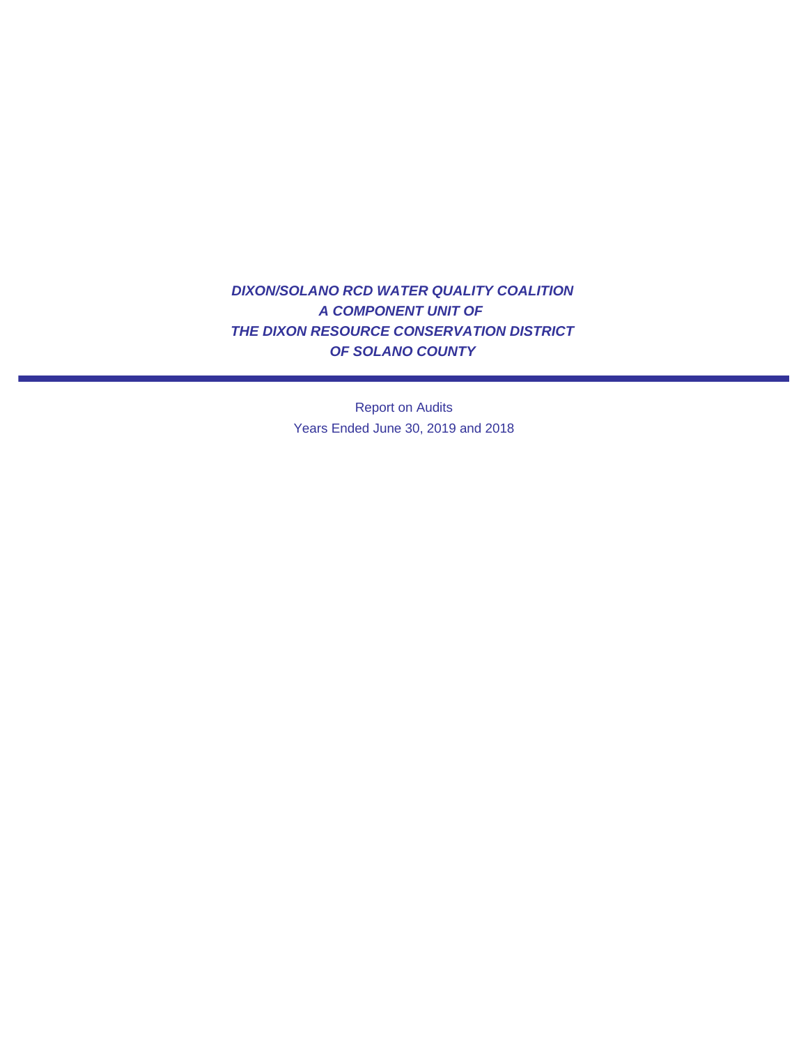# *DIXON/SOLANO RCD WATER QUALITY COALITION*
# *A COMPONENT UNIT OF*
# *THE DIXON RESOURCE CONSERVATION DISTRICT*
# *OF SOLANO COUNTY*

---

Report on Audits

Years Ended June 30, 2019 and 2018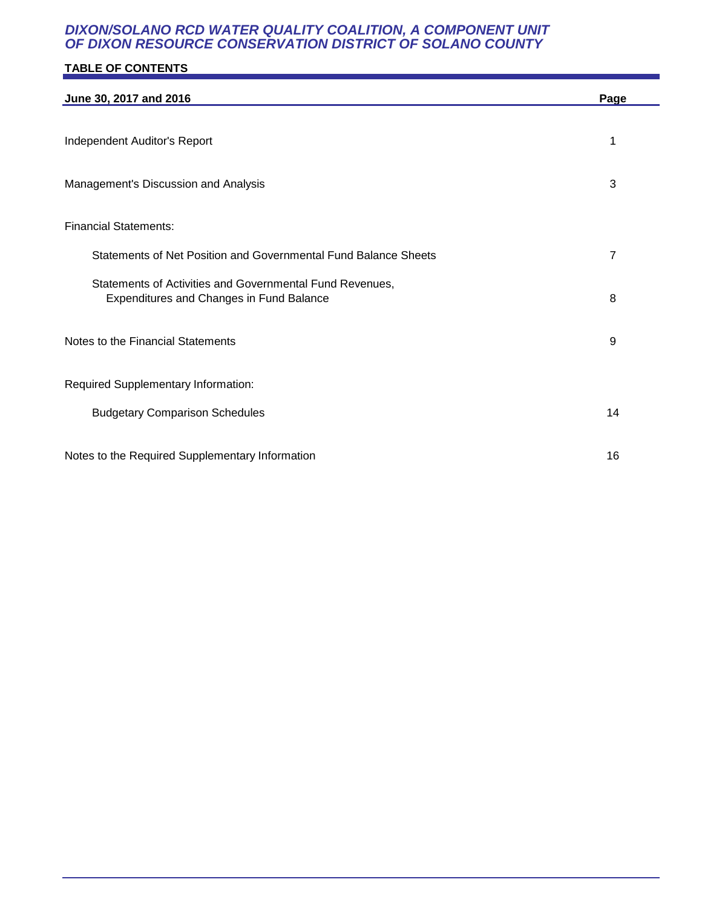# DIXON/SOLANO RCD WATER QUALITY COALITION, A COMPONENT UNIT OF DIXON RESOURCE CONSERVATION DISTRICT OF SOLANO COUNTY

## TABLE OF CONTENTS

| June 30, 2017 and 2016 | Page |
|---|---|
| Independent Auditor's Report | 1 |
| Management's Discussion and Analysis | 3 |
| Financial Statements: | |
| Statements of Net Position and Governmental Fund Balance Sheets | 7 |
| Statements of Activities and Governmental Fund Revenues, Expenditures and Changes in Fund Balance | 8 |
| Notes to the Financial Statements | 9 |
| Required Supplementary Information: | |
| Budgetary Comparison Schedules | 14 |
| Notes to the Required Supplementary Information | 16 |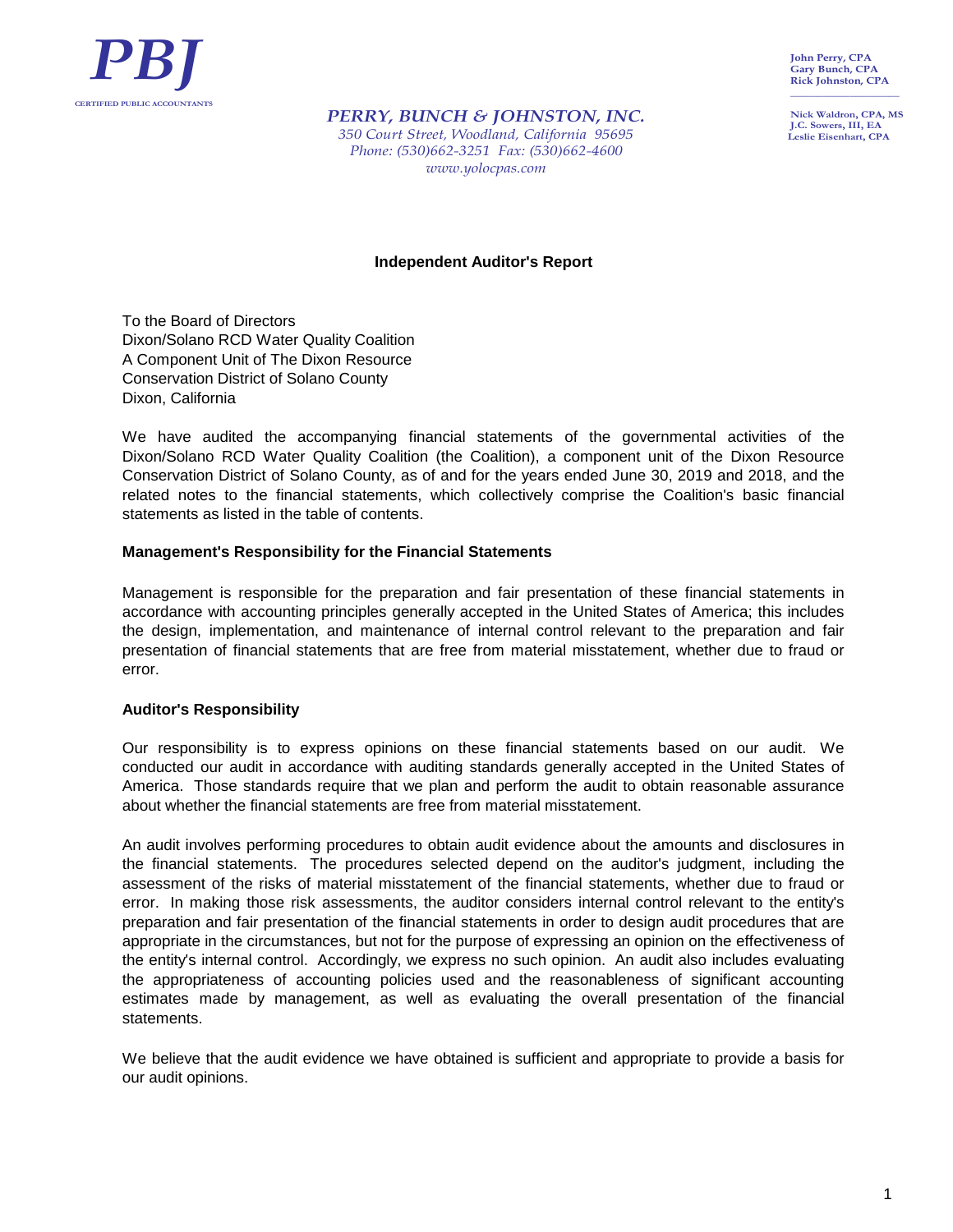**PBJ**

CERTIFIED PUBLIC ACCOUNTANTS

*PERRY, BUNCH & JOHNSTON, INC.*
*350 Court Street, Woodland, California 95695*
*Phone: (530)662-3251 Fax: (530)662-4600*
*www.yolocpas.com*

John Perry, CPA
Gary Bunch, CPA
Rick Johnston, CPA

Nick Waldron, CPA, MS
J.C. Sowers, III, EA
Leslie Eisenhart, CPA

## Independent Auditor's Report

To the Board of Directors
Dixon/Solano RCD Water Quality Coalition
A Component Unit of The Dixon Resource
Conservation District of Solano County
Dixon, California

We have audited the accompanying financial statements of the governmental activities of the Dixon/Solano RCD Water Quality Coalition (the Coalition), a component unit of the Dixon Resource Conservation District of Solano County, as of and for the years ended June 30, 2019 and 2018, and the related notes to the financial statements, which collectively comprise the Coalition's basic financial statements as listed in the table of contents.

### Management's Responsibility for the Financial Statements

Management is responsible for the preparation and fair presentation of these financial statements in accordance with accounting principles generally accepted in the United States of America; this includes the design, implementation, and maintenance of internal control relevant to the preparation and fair presentation of financial statements that are free from material misstatement, whether due to fraud or error.

### Auditor's Responsibility

Our responsibility is to express opinions on these financial statements based on our audit. We conducted our audit in accordance with auditing standards generally accepted in the United States of America. Those standards require that we plan and perform the audit to obtain reasonable assurance about whether the financial statements are free from material misstatement.

An audit involves performing procedures to obtain audit evidence about the amounts and disclosures in the financial statements. The procedures selected depend on the auditor's judgment, including the assessment of the risks of material misstatement of the financial statements, whether due to fraud or error. In making those risk assessments, the auditor considers internal control relevant to the entity's preparation and fair presentation of the financial statements in order to design audit procedures that are appropriate in the circumstances, but not for the purpose of expressing an opinion on the effectiveness of the entity's internal control. Accordingly, we express no such opinion. An audit also includes evaluating the appropriateness of accounting policies used and the reasonableness of significant accounting estimates made by management, as well as evaluating the overall presentation of the financial statements.

We believe that the audit evidence we have obtained is sufficient and appropriate to provide a basis for our audit opinions.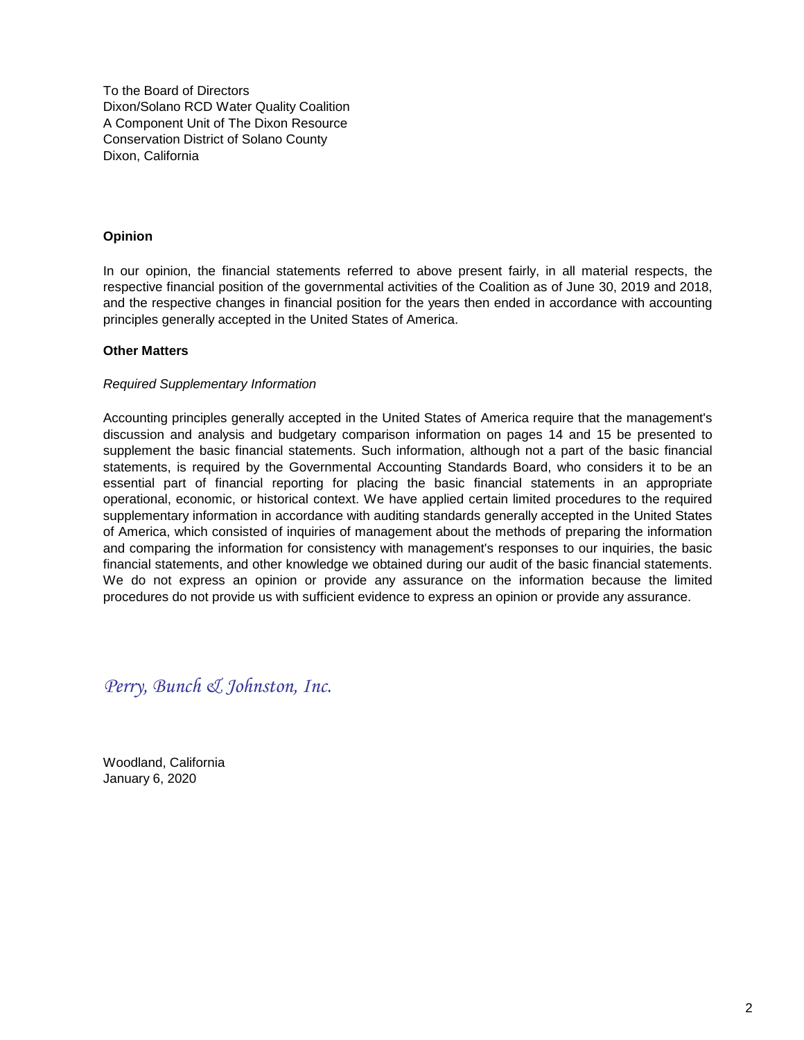To the Board of Directors
Dixon/Solano RCD Water Quality Coalition
A Component Unit of The Dixon Resource
Conservation District of Solano County
Dixon, California

**Opinion**

In our opinion, the financial statements referred to above present fairly, in all material respects, the respective financial position of the governmental activities of the Coalition as of June 30, 2019 and 2018, and the respective changes in financial position for the years then ended in accordance with accounting principles generally accepted in the United States of America.

**Other Matters**

*Required Supplementary Information*

Accounting principles generally accepted in the United States of America require that the management's discussion and analysis and budgetary comparison information on pages 14 and 15 be presented to supplement the basic financial statements. Such information, although not a part of the basic financial statements, is required by the Governmental Accounting Standards Board, who considers it to be an essential part of financial reporting for placing the basic financial statements in an appropriate operational, economic, or historical context. We have applied certain limited procedures to the required supplementary information in accordance with auditing standards generally accepted in the United States of America, which consisted of inquiries of management about the methods of preparing the information and comparing the information for consistency with management's responses to our inquiries, the basic financial statements, and other knowledge we obtained during our audit of the basic financial statements. We do not express an opinion or provide any assurance on the information because the limited procedures do not provide us with sufficient evidence to express an opinion or provide any assurance.

*Perry, Bunch & Johnston, Inc.*

Woodland, California
January 6, 2020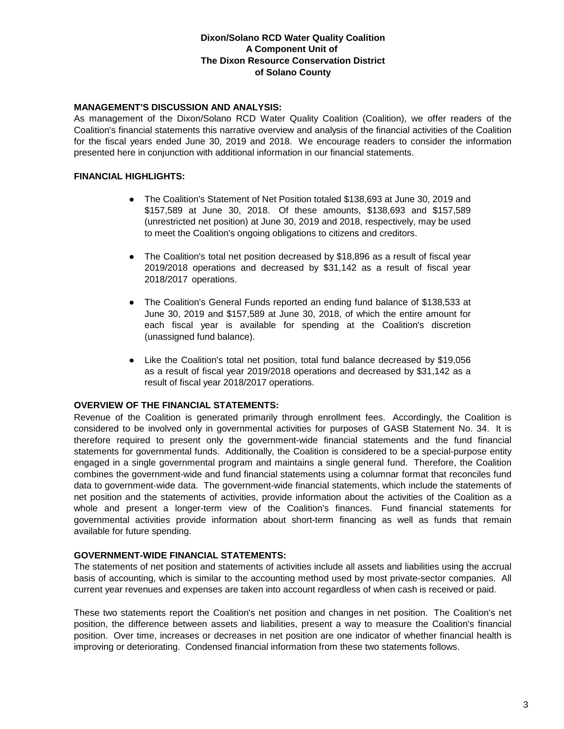**Dixon/Solano RCD Water Quality Coalition**
**A Component Unit of**
**The Dixon Resource Conservation District**
**of Solano County**

**MANAGEMENT'S DISCUSSION AND ANALYSIS:**

As management of the Dixon/Solano RCD Water Quality Coalition (Coalition), we offer readers of the Coalition's financial statements this narrative overview and analysis of the financial activities of the Coalition for the fiscal years ended June 30, 2019 and 2018. We encourage readers to consider the information presented here in conjunction with additional information in our financial statements.

**FINANCIAL HIGHLIGHTS:**

- The Coalition's Statement of Net Position totaled $138,693 at June 30, 2019 and $157,589 at June 30, 2018. Of these amounts, $138,693 and $157,589 (unrestricted net position) at June 30, 2019 and 2018, respectively, may be used to meet the Coalition's ongoing obligations to citizens and creditors.

- The Coalition's total net position decreased by $18,896 as a result of fiscal year 2019/2018 operations and decreased by $31,142 as a result of fiscal year 2018/2017 operations.

- The Coalition's General Funds reported an ending fund balance of $138,533 at June 30, 2019 and $157,589 at June 30, 2018, of which the entire amount for each fiscal year is available for spending at the Coalition's discretion (unassigned fund balance).

- Like the Coalition's total net position, total fund balance decreased by $19,056 as a result of fiscal year 2019/2018 operations and decreased by $31,142 as a result of fiscal year 2018/2017 operations.

**OVERVIEW OF THE FINANCIAL STATEMENTS:**

Revenue of the Coalition is generated primarily through enrollment fees. Accordingly, the Coalition is considered to be involved only in governmental activities for purposes of GASB Statement No. 34. It is therefore required to present only the government-wide financial statements and the fund financial statements for governmental funds. Additionally, the Coalition is considered to be a special-purpose entity engaged in a single governmental program and maintains a single general fund. Therefore, the Coalition combines the government-wide and fund financial statements using a columnar format that reconciles fund data to government-wide data. The government-wide financial statements, which include the statements of net position and the statements of activities, provide information about the activities of the Coalition as a whole and present a longer-term view of the Coalition's finances. Fund financial statements for governmental activities provide information about short-term financing as well as funds that remain available for future spending.

**GOVERNMENT-WIDE FINANCIAL STATEMENTS:**

The statements of net position and statements of activities include all assets and liabilities using the accrual basis of accounting, which is similar to the accounting method used by most private-sector companies. All current year revenues and expenses are taken into account regardless of when cash is received or paid.

These two statements report the Coalition's net position and changes in net position. The Coalition's net position, the difference between assets and liabilities, present a way to measure the Coalition's financial position. Over time, increases or decreases in net position are one indicator of whether financial health is improving or deteriorating. Condensed financial information from these two statements follows.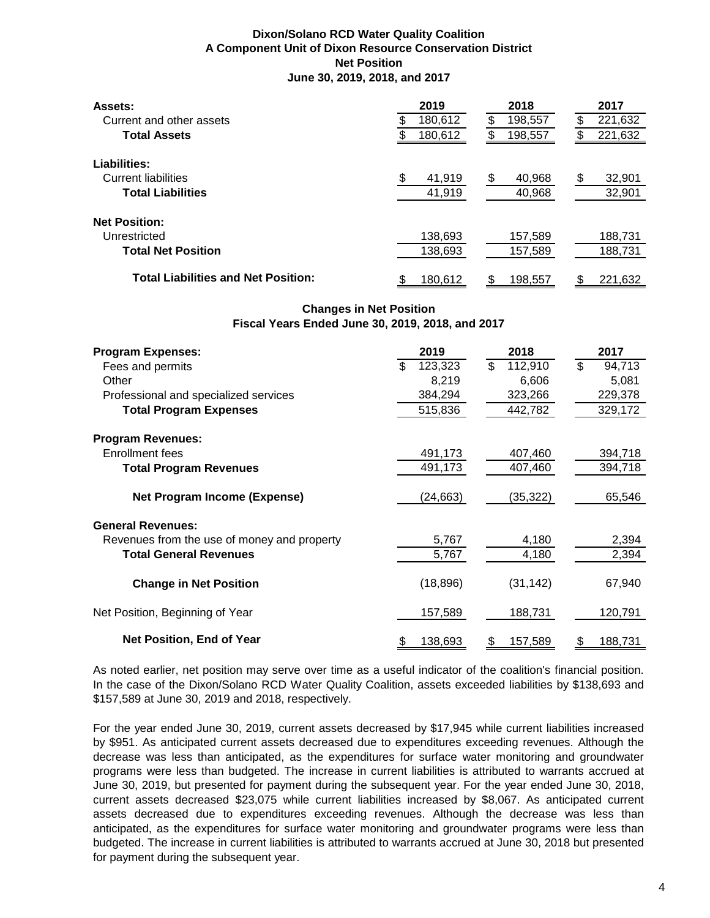**Dixon/Solano RCD Water Quality Coalition**
**A Component Unit of Dixon Resource Conservation District**
**Net Position**
**June 30, 2019, 2018, and 2017**

| | 2019 | 2018 | 2017 |
|---|---|---|---|
| **Assets:** | | | |
| Current and other assets | $ 180,612 | $ 198,557 | $ 221,632 |
| **Total Assets** | $ 180,612 | $ 198,557 | $ 221,632 |
| **Liabilities:** | | | |
| Current liabilities | $ 41,919 | $ 40,968 | $ 32,901 |
| **Total Liabilities** | 41,919 | 40,968 | 32,901 |
| **Net Position:** | | | |
| Unrestricted | 138,693 | 157,589 | 188,731 |
| **Total Net Position** | 138,693 | 157,589 | 188,731 |
| **Total Liabilities and Net Position:** | $ 180,612 | $ 198,557 | $ 221,632 |

**Changes in Net Position**
**Fiscal Years Ended June 30, 2019, 2018, and 2017**

| | 2019 | 2018 | 2017 |
|---|---|---|---|
| **Program Expenses:** | | | |
| Fees and permits | $ 123,323 | $ 112,910 | $ 94,713 |
| Other | 8,219 | 6,606 | 5,081 |
| Professional and specialized services | 384,294 | 323,266 | 229,378 |
| **Total Program Expenses** | 515,836 | 442,782 | 329,172 |
| **Program Revenues:** | | | |
| Enrollment fees | 491,173 | 407,460 | 394,718 |
| **Total Program Revenues** | 491,173 | 407,460 | 394,718 |
| **Net Program Income (Expense)** | (24,663) | (35,322) | 65,546 |
| **General Revenues:** | | | |
| Revenues from the use of money and property | 5,767 | 4,180 | 2,394 |
| **Total General Revenues** | 5,767 | 4,180 | 2,394 |
| **Change in Net Position** | (18,896) | (31,142) | 67,940 |
| Net Position, Beginning of Year | 157,589 | 188,731 | 120,791 |
| **Net Position, End of Year** | $ 138,693 | $ 157,589 | $ 188,731 |

As noted earlier, net position may serve over time as a useful indicator of the coalition's financial position. In the case of the Dixon/Solano RCD Water Quality Coalition, assets exceeded liabilities by $138,693 and $157,589 at June 30, 2019 and 2018, respectively.

For the year ended June 30, 2019, current assets decreased by $17,945 while current liabilities increased by $951. As anticipated current assets decreased due to expenditures exceeding revenues. Although the decrease was less than anticipated, as the expenditures for surface water monitoring and groundwater programs were less than budgeted. The increase in current liabilities is attributed to warrants accrued at June 30, 2019, but presented for payment during the subsequent year. For the year ended June 30, 2018, current assets decreased $23,075 while current liabilities increased by $8,067. As anticipated current assets decreased due to expenditures exceeding revenues. Although the decrease was less than anticipated, as the expenditures for surface water monitoring and groundwater programs were less than budgeted. The increase in current liabilities is attributed to warrants accrued at June 30, 2018 but presented for payment during the subsequent year.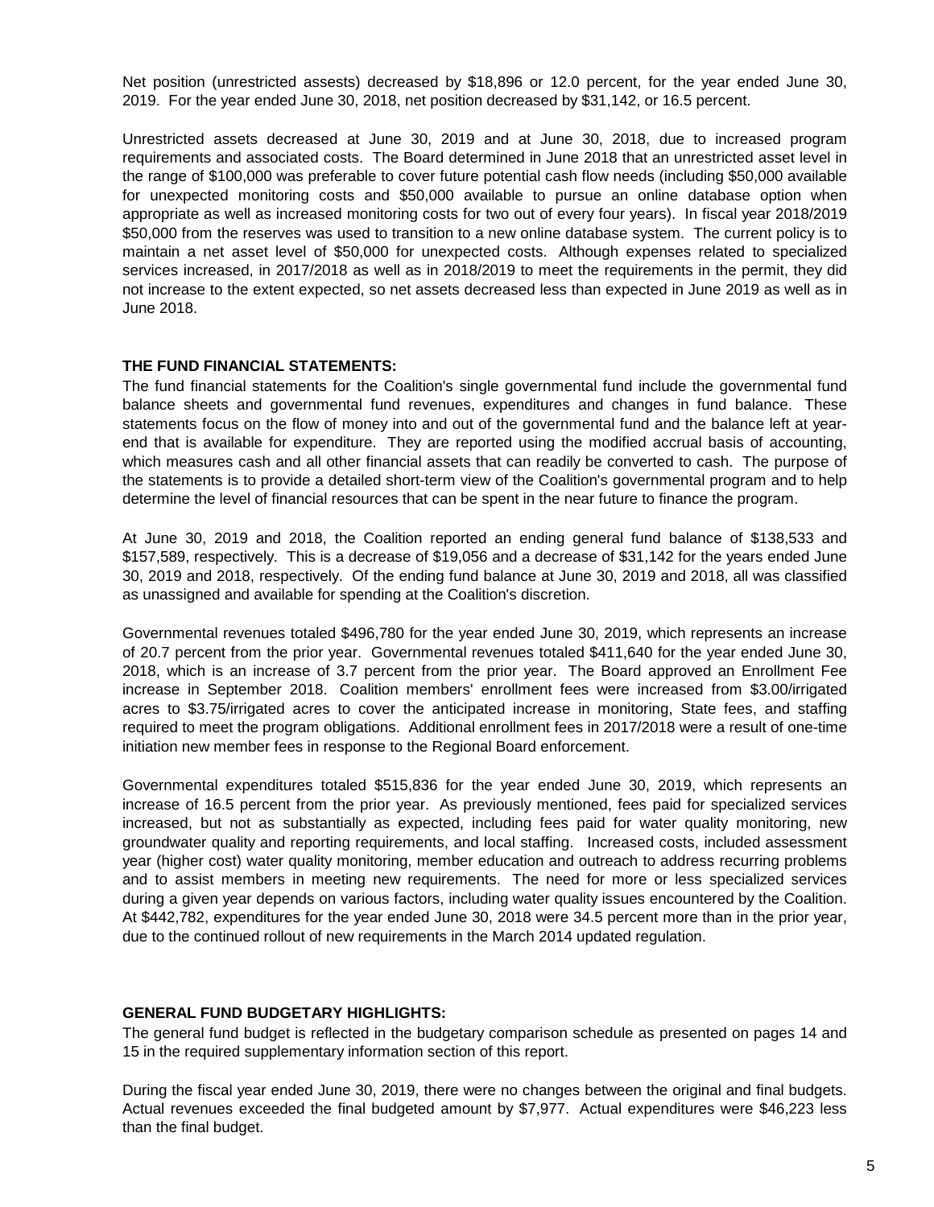Net position (unrestricted assests) decreased by $18,896 or 12.0 percent, for the year ended June 30, 2019. For the year ended June 30, 2018, net position decreased by $31,142, or 16.5 percent.

Unrestricted assets decreased at June 30, 2019 and at June 30, 2018, due to increased program requirements and associated costs. The Board determined in June 2018 that an unrestricted asset level in the range of $100,000 was preferable to cover future potential cash flow needs (including $50,000 available for unexpected monitoring costs and $50,000 available to pursue an online database option when appropriate as well as increased monitoring costs for two out of every four years). In fiscal year 2018/2019 $50,000 from the reserves was used to transition to a new online database system. The current policy is to maintain a net asset level of $50,000 for unexpected costs. Although expenses related to specialized services increased, in 2017/2018 as well as in 2018/2019 to meet the requirements in the permit, they did not increase to the extent expected, so net assets decreased less than expected in June 2019 as well as in June 2018.

**THE FUND FINANCIAL STATEMENTS:**

The fund financial statements for the Coalition's single governmental fund include the governmental fund balance sheets and governmental fund revenues, expenditures and changes in fund balance. These statements focus on the flow of money into and out of the governmental fund and the balance left at year-end that is available for expenditure. They are reported using the modified accrual basis of accounting, which measures cash and all other financial assets that can readily be converted to cash. The purpose of the statements is to provide a detailed short-term view of the Coalition's governmental program and to help determine the level of financial resources that can be spent in the near future to finance the program.

At June 30, 2019 and 2018, the Coalition reported an ending general fund balance of $138,533 and $157,589, respectively. This is a decrease of $19,056 and a decrease of $31,142 for the years ended June 30, 2019 and 2018, respectively. Of the ending fund balance at June 30, 2019 and 2018, all was classified as unassigned and available for spending at the Coalition's discretion.

Governmental revenues totaled $496,780 for the year ended June 30, 2019, which represents an increase of 20.7 percent from the prior year. Governmental revenues totaled $411,640 for the year ended June 30, 2018, which is an increase of 3.7 percent from the prior year. The Board approved an Enrollment Fee increase in September 2018. Coalition members' enrollment fees were increased from $3.00/irrigated acres to $3.75/irrigated acres to cover the anticipated increase in monitoring, State fees, and staffing required to meet the program obligations. Additional enrollment fees in 2017/2018 were a result of one-time initiation new member fees in response to the Regional Board enforcement.

Governmental expenditures totaled $515,836 for the year ended June 30, 2019, which represents an increase of 16.5 percent from the prior year. As previously mentioned, fees paid for specialized services increased, but not as substantially as expected, including fees paid for water quality monitoring, new groundwater quality and reporting requirements, and local staffing. Increased costs, included assessment year (higher cost) water quality monitoring, member education and outreach to address recurring problems and to assist members in meeting new requirements. The need for more or less specialized services during a given year depends on various factors, including water quality issues encountered by the Coalition. At $442,782, expenditures for the year ended June 30, 2018 were 34.5 percent more than in the prior year, due to the continued rollout of new requirements in the March 2014 updated regulation.

**GENERAL FUND BUDGETARY HIGHLIGHTS:**

The general fund budget is reflected in the budgetary comparison schedule as presented on pages 14 and 15 in the required supplementary information section of this report.

During the fiscal year ended June 30, 2019, there were no changes between the original and final budgets. Actual revenues exceeded the final budgeted amount by $7,977. Actual expenditures were $46,223 less than the final budget.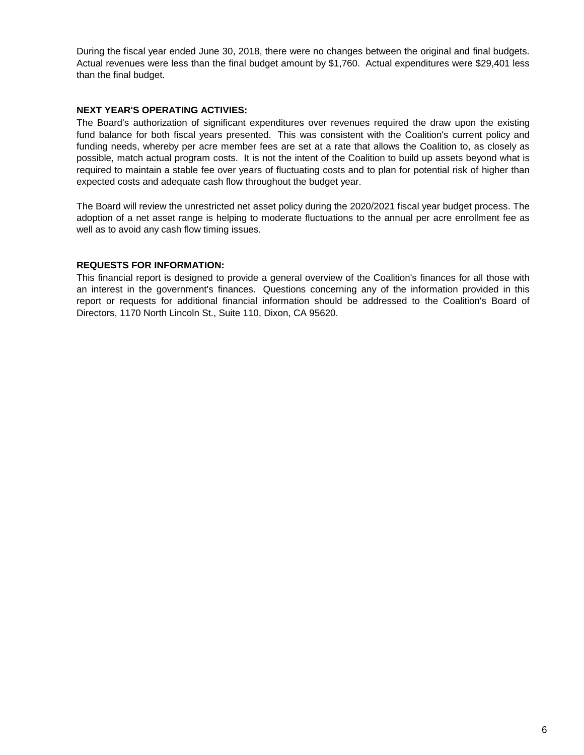During the fiscal year ended June 30, 2018, there were no changes between the original and final budgets. Actual revenues were less than the final budget amount by $1,760. Actual expenditures were $29,401 less than the final budget.

**NEXT YEAR'S OPERATING ACTIVIES:**

The Board's authorization of significant expenditures over revenues required the draw upon the existing fund balance for both fiscal years presented. This was consistent with the Coalition's current policy and funding needs, whereby per acre member fees are set at a rate that allows the Coalition to, as closely as possible, match actual program costs. It is not the intent of the Coalition to build up assets beyond what is required to maintain a stable fee over years of fluctuating costs and to plan for potential risk of higher than expected costs and adequate cash flow throughout the budget year.

The Board will review the unrestricted net asset policy during the 2020/2021 fiscal year budget process. The adoption of a net asset range is helping to moderate fluctuations to the annual per acre enrollment fee as well as to avoid any cash flow timing issues.

**REQUESTS FOR INFORMATION:**

This financial report is designed to provide a general overview of the Coalition's finances for all those with an interest in the government's finances. Questions concerning any of the information provided in this report or requests for additional financial information should be addressed to the Coalition's Board of Directors, 1170 North Lincoln St., Suite 110, Dixon, CA 95620.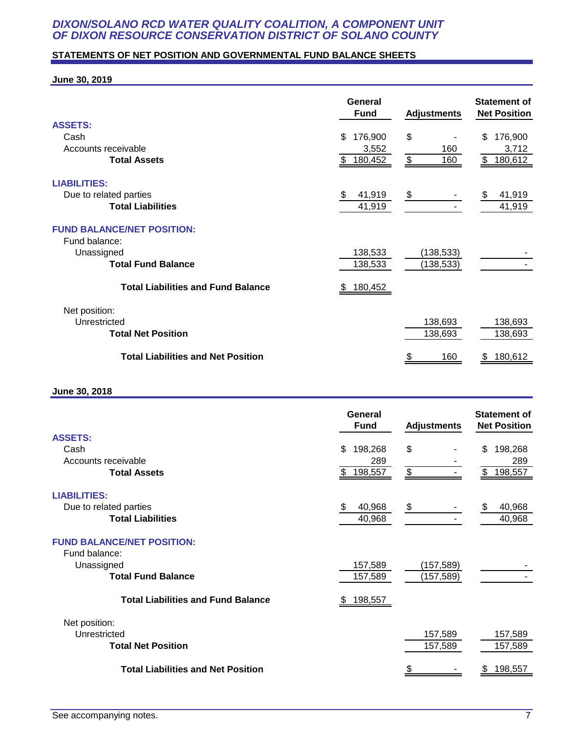# DIXON/SOLANO RCD WATER QUALITY COALITION, A COMPONENT UNIT OF DIXON RESOURCE CONSERVATION DISTRICT OF SOLANO COUNTY

## STATEMENTS OF NET POSITION AND GOVERNMENTAL FUND BALANCE SHEETS

### June 30, 2019

| | General Fund | Adjustments | Statement of Net Position |
|---|---|---|---|
| **ASSETS:** | | | |
| Cash | $ 176,900 | $ - | $ 176,900 |
| Accounts receivable | 3,552 | 160 | 3,712 |
| **Total Assets** | $ 180,452 | $ 160 | $ 180,612 |
| **LIABILITIES:** | | | |
| Due to related parties | $ 41,919 | $ - | $ 41,919 |
| **Total Liabilities** | 41,919 | - | 41,919 |
| **FUND BALANCE/NET POSITION:** | | | |
| Fund balance: | | | |
| Unassigned | 138,533 | (138,533) | - |
| **Total Fund Balance** | 138,533 | (138,533) | - |
| **Total Liabilities and Fund Balance** | $ 180,452 | | |
| Net position: | | | |
| Unrestricted | | 138,693 | 138,693 |
| **Total Net Position** | | 138,693 | 138,693 |
| **Total Liabilities and Net Position** | | $ 160 | $ 180,612 |

### June 30, 2018

| | General Fund | Adjustments | Statement of Net Position |
|---|---|---|---|
| **ASSETS:** | | | |
| Cash | $ 198,268 | $ - | $ 198,268 |
| Accounts receivable | 289 | - | 289 |
| **Total Assets** | $ 198,557 | $ - | $ 198,557 |
| **LIABILITIES:** | | | |
| Due to related parties | $ 40,968 | $ - | $ 40,968 |
| **Total Liabilities** | 40,968 | - | 40,968 |
| **FUND BALANCE/NET POSITION:** | | | |
| Fund balance: | | | |
| Unassigned | 157,589 | (157,589) | - |
| **Total Fund Balance** | 157,589 | (157,589) | - |
| **Total Liabilities and Fund Balance** | $ 198,557 | | |
| Net position: | | | |
| Unrestricted | | 157,589 | 157,589 |
| **Total Net Position** | | 157,589 | 157,589 |
| **Total Liabilities and Net Position** | | $ - | $ 198,557 |

See accompanying notes.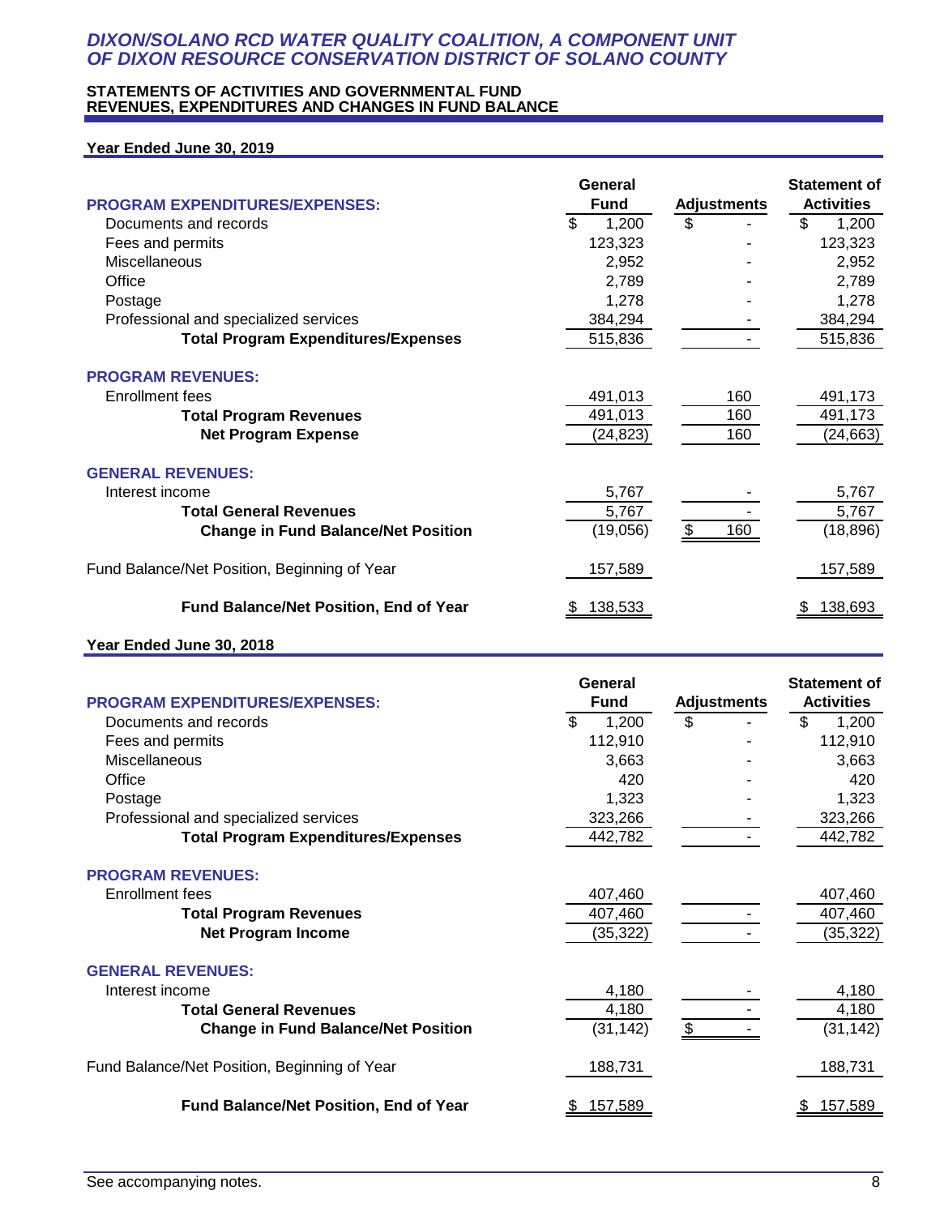# DIXON/SOLANO RCD WATER QUALITY COALITION, A COMPONENT UNIT OF DIXON RESOURCE CONSERVATION DISTRICT OF SOLANO COUNTY

## STATEMENTS OF ACTIVITIES AND GOVERNMENTAL FUND REVENUES, EXPENDITURES AND CHANGES IN FUND BALANCE

### Year Ended June 30, 2019

| | General Fund | Adjustments | Statement of Activities |
|---|---|---|---|
| **PROGRAM EXPENDITURES/EXPENSES:** | | | |
| Documents and records | $ 1,200 | $ - | $ 1,200 |
| Fees and permits | 123,323 | - | 123,323 |
| Miscellaneous | 2,952 | - | 2,952 |
| Office | 2,789 | - | 2,789 |
| Postage | 1,278 | - | 1,278 |
| Professional and specialized services | 384,294 | - | 384,294 |
| **Total Program Expenditures/Expenses** | 515,836 | - | 515,836 |
| **PROGRAM REVENUES:** | | | |
| Enrollment fees | 491,013 | 160 | 491,173 |
| **Total Program Revenues** | 491,013 | 160 | 491,173 |
| **Net Program Expense** | (24,823) | 160 | (24,663) |
| **GENERAL REVENUES:** | | | |
| Interest income | 5,767 | - | 5,767 |
| **Total General Revenues** | 5,767 | - | 5,767 |
| **Change in Fund Balance/Net Position** | (19,056) | $ 160 | (18,896) |
| Fund Balance/Net Position, Beginning of Year | 157,589 | | 157,589 |
| **Fund Balance/Net Position, End of Year** | $ 138,533 | | $ 138,693 |

### Year Ended June 30, 2018

| | General Fund | Adjustments | Statement of Activities |
|---|---|---|---|
| **PROGRAM EXPENDITURES/EXPENSES:** | | | |
| Documents and records | $ 1,200 | $ - | $ 1,200 |
| Fees and permits | 112,910 | - | 112,910 |
| Miscellaneous | 3,663 | - | 3,663 |
| Office | 420 | - | 420 |
| Postage | 1,323 | - | 1,323 |
| Professional and specialized services | 323,266 | - | 323,266 |
| **Total Program Expenditures/Expenses** | 442,782 | - | 442,782 |
| **PROGRAM REVENUES:** | | | |
| Enrollment fees | 407,460 | | 407,460 |
| **Total Program Revenues** | 407,460 | - | 407,460 |
| **Net Program Income** | (35,322) | - | (35,322) |
| **GENERAL REVENUES:** | | | |
| Interest income | 4,180 | - | 4,180 |
| **Total General Revenues** | 4,180 | - | 4,180 |
| **Change in Fund Balance/Net Position** | (31,142) | $ - | (31,142) |
| Fund Balance/Net Position, Beginning of Year | 188,731 | | 188,731 |
| **Fund Balance/Net Position, End of Year** | $ 157,589 | | $ 157,589 |

See accompanying notes.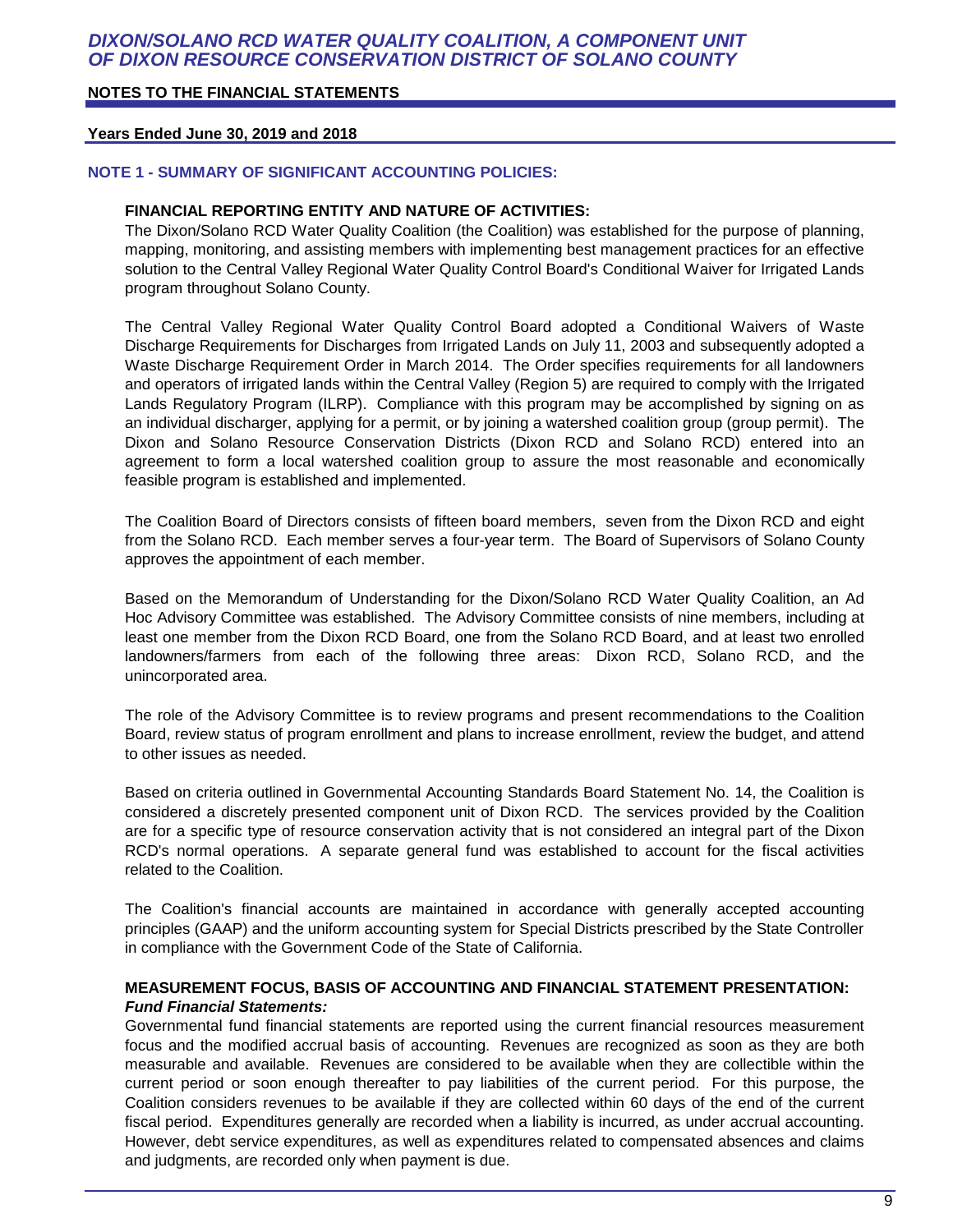## NOTES TO THE FINANCIAL STATEMENTS

### NOTE 1 - SUMMARY OF SIGNIFICANT ACCOUNTING POLICIES:

**FINANCIAL REPORTING ENTITY AND NATURE OF ACTIVITIES:**
The Dixon/Solano RCD Water Quality Coalition (the Coalition) was established for the purpose of planning, mapping, monitoring, and assisting members with implementing best management practices for an effective solution to the Central Valley Regional Water Quality Control Board's Conditional Waiver for Irrigated Lands program throughout Solano County.

The Central Valley Regional Water Quality Control Board adopted a Conditional Waivers of Waste Discharge Requirements for Discharges from Irrigated Lands on July 11, 2003 and subsequently adopted a Waste Discharge Requirement Order in March 2014. The Order specifies requirements for all landowners and operators of irrigated lands within the Central Valley (Region 5) are required to comply with the Irrigated Lands Regulatory Program (ILRP). Compliance with this program may be accomplished by signing on as an individual discharger, applying for a permit, or by joining a watershed coalition group (group permit). The Dixon and Solano Resource Conservation Districts (Dixon RCD and Solano RCD) entered into an agreement to form a local watershed coalition group to assure the most reasonable and economically feasible program is established and implemented.

The Coalition Board of Directors consists of fifteen board members, seven from the Dixon RCD and eight from the Solano RCD. Each member serves a four-year term. The Board of Supervisors of Solano County approves the appointment of each member.

Based on the Memorandum of Understanding for the Dixon/Solano RCD Water Quality Coalition, an Ad Hoc Advisory Committee was established. The Advisory Committee consists of nine members, including at least one member from the Dixon RCD Board, one from the Solano RCD Board, and at least two enrolled landowners/farmers from each of the following three areas: Dixon RCD, Solano RCD, and the unincorporated area.

The role of the Advisory Committee is to review programs and present recommendations to the Coalition Board, review status of program enrollment and plans to increase enrollment, review the budget, and attend to other issues as needed.

Based on criteria outlined in Governmental Accounting Standards Board Statement No. 14, the Coalition is considered a discretely presented component unit of Dixon RCD. The services provided by the Coalition are for a specific type of resource conservation activity that is not considered an integral part of the Dixon RCD's normal operations. A separate general fund was established to account for the fiscal activities related to the Coalition.

The Coalition's financial accounts are maintained in accordance with generally accepted accounting principles (GAAP) and the uniform accounting system for Special Districts prescribed by the State Controller in compliance with the Government Code of the State of California.

**MEASUREMENT FOCUS, BASIS OF ACCOUNTING AND FINANCIAL STATEMENT PRESENTATION:**
***Fund Financial Statements:***
Governmental fund financial statements are reported using the current financial resources measurement focus and the modified accrual basis of accounting. Revenues are recognized as soon as they are both measurable and available. Revenues are considered to be available when they are collectible within the current period or soon enough thereafter to pay liabilities of the current period. For this purpose, the Coalition considers revenues to be available if they are collected within 60 days of the end of the current fiscal period. Expenditures generally are recorded when a liability is incurred, as under accrual accounting. However, debt service expenditures, as well as expenditures related to compensated absences and claims and judgments, are recorded only when payment is due.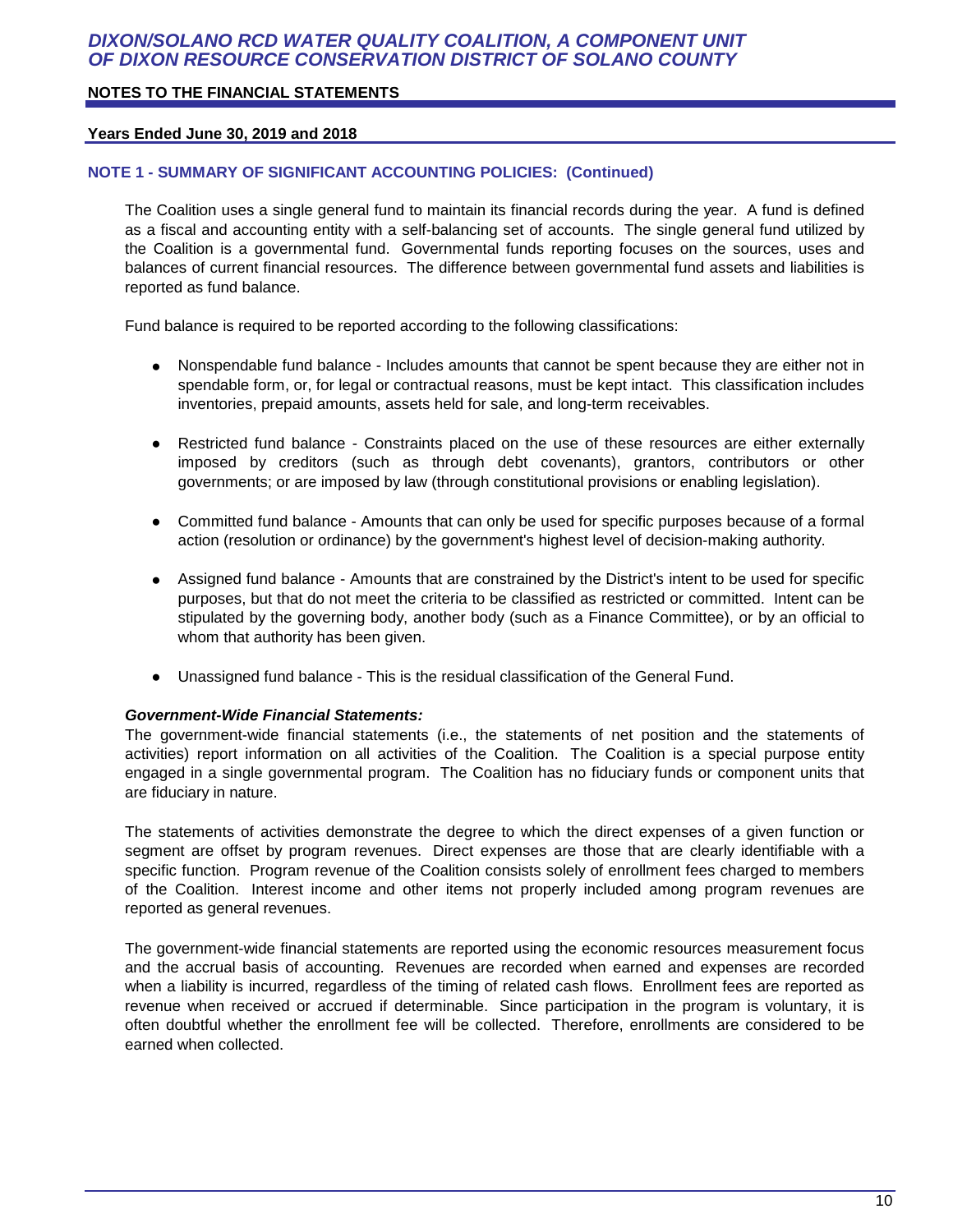## NOTE 1 - SUMMARY OF SIGNIFICANT ACCOUNTING POLICIES: (Continued)

The Coalition uses a single general fund to maintain its financial records during the year. A fund is defined as a fiscal and accounting entity with a self-balancing set of accounts. The single general fund utilized by the Coalition is a governmental fund. Governmental funds reporting focuses on the sources, uses and balances of current financial resources. The difference between governmental fund assets and liabilities is reported as fund balance.

Fund balance is required to be reported according to the following classifications:

- Nonspendable fund balance - Includes amounts that cannot be spent because they are either not in spendable form, or, for legal or contractual reasons, must be kept intact. This classification includes inventories, prepaid amounts, assets held for sale, and long-term receivables.
- Restricted fund balance - Constraints placed on the use of these resources are either externally imposed by creditors (such as through debt covenants), grantors, contributors or other governments; or are imposed by law (through constitutional provisions or enabling legislation).
- Committed fund balance - Amounts that can only be used for specific purposes because of a formal action (resolution or ordinance) by the government's highest level of decision-making authority.
- Assigned fund balance - Amounts that are constrained by the District's intent to be used for specific purposes, but that do not meet the criteria to be classified as restricted or committed. Intent can be stipulated by the governing body, another body (such as a Finance Committee), or by an official to whom that authority has been given.
- Unassigned fund balance - This is the residual classification of the General Fund.

***Government-Wide Financial Statements:***

The government-wide financial statements (i.e., the statements of net position and the statements of activities) report information on all activities of the Coalition. The Coalition is a special purpose entity engaged in a single governmental program. The Coalition has no fiduciary funds or component units that are fiduciary in nature.

The statements of activities demonstrate the degree to which the direct expenses of a given function or segment are offset by program revenues. Direct expenses are those that are clearly identifiable with a specific function. Program revenue of the Coalition consists solely of enrollment fees charged to members of the Coalition. Interest income and other items not properly included among program revenues are reported as general revenues.

The government-wide financial statements are reported using the economic resources measurement focus and the accrual basis of accounting. Revenues are recorded when earned and expenses are recorded when a liability is incurred, regardless of the timing of related cash flows. Enrollment fees are reported as revenue when received or accrued if determinable. Since participation in the program is voluntary, it is often doubtful whether the enrollment fee will be collected. Therefore, enrollments are considered to be earned when collected.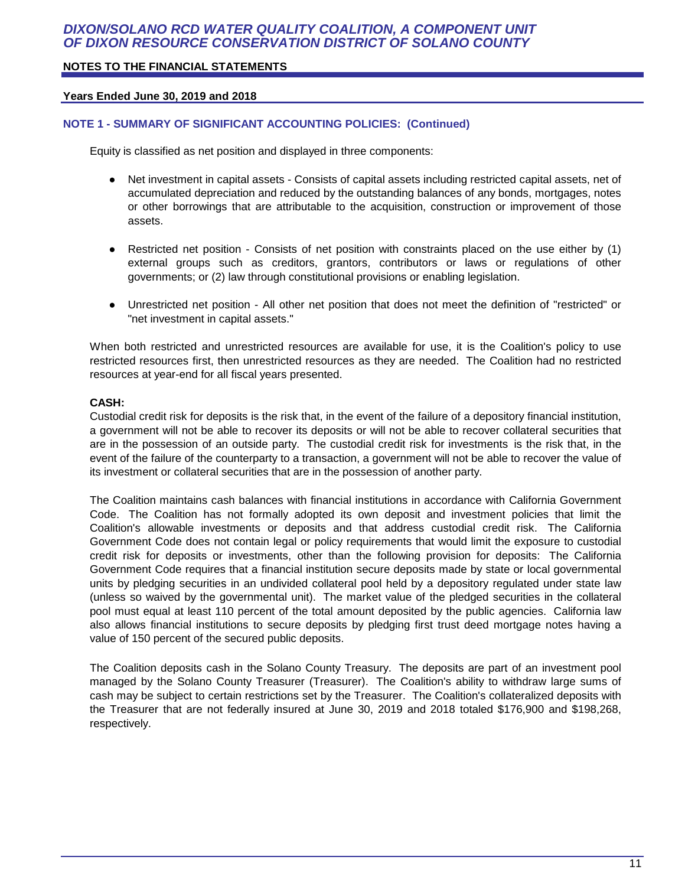### NOTE 1 - SUMMARY OF SIGNIFICANT ACCOUNTING POLICIES: (Continued)

Equity is classified as net position and displayed in three components:

- Net investment in capital assets - Consists of capital assets including restricted capital assets, net of accumulated depreciation and reduced by the outstanding balances of any bonds, mortgages, notes or other borrowings that are attributable to the acquisition, construction or improvement of those assets.

- Restricted net position - Consists of net position with constraints placed on the use either by (1) external groups such as creditors, grantors, contributors or laws or regulations of other governments; or (2) law through constitutional provisions or enabling legislation.

- Unrestricted net position - All other net position that does not meet the definition of "restricted" or "net investment in capital assets."

When both restricted and unrestricted resources are available for use, it is the Coalition's policy to use restricted resources first, then unrestricted resources as they are needed. The Coalition had no restricted resources at year-end for all fiscal years presented.

**CASH:**

Custodial credit risk for deposits is the risk that, in the event of the failure of a depository financial institution, a government will not be able to recover its deposits or will not be able to recover collateral securities that are in the possession of an outside party. The custodial credit risk for investments is the risk that, in the event of the failure of the counterparty to a transaction, a government will not be able to recover the value of its investment or collateral securities that are in the possession of another party.

The Coalition maintains cash balances with financial institutions in accordance with California Government Code. The Coalition has not formally adopted its own deposit and investment policies that limit the Coalition's allowable investments or deposits and that address custodial credit risk. The California Government Code does not contain legal or policy requirements that would limit the exposure to custodial credit risk for deposits or investments, other than the following provision for deposits: The California Government Code requires that a financial institution secure deposits made by state or local governmental units by pledging securities in an undivided collateral pool held by a depository regulated under state law (unless so waived by the governmental unit). The market value of the pledged securities in the collateral pool must equal at least 110 percent of the total amount deposited by the public agencies. California law also allows financial institutions to secure deposits by pledging first trust deed mortgage notes having a value of 150 percent of the secured public deposits.

The Coalition deposits cash in the Solano County Treasury. The deposits are part of an investment pool managed by the Solano County Treasurer (Treasurer). The Coalition's ability to withdraw large sums of cash may be subject to certain restrictions set by the Treasurer. The Coalition's collateralized deposits with the Treasurer that are not federally insured at June 30, 2019 and 2018 totaled $176,900 and $198,268, respectively.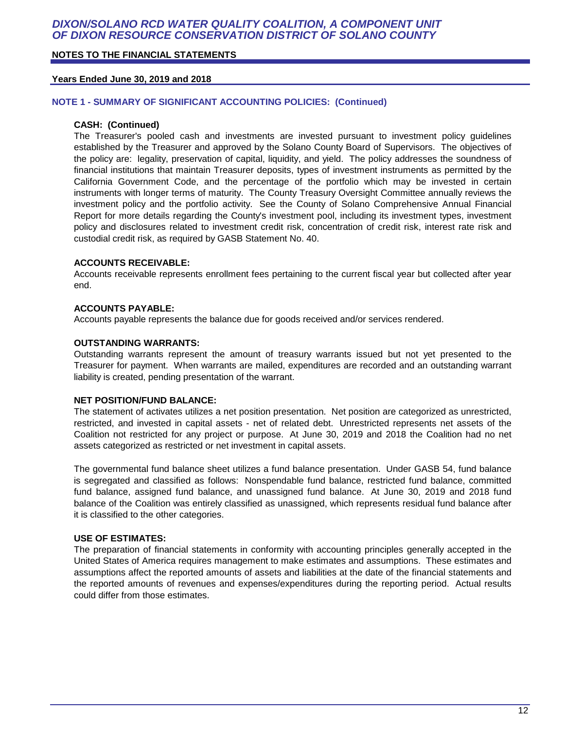## NOTE 1 - SUMMARY OF SIGNIFICANT ACCOUNTING POLICIES: (Continued)

### CASH: (Continued)

The Treasurer's pooled cash and investments are invested pursuant to investment policy guidelines established by the Treasurer and approved by the Solano County Board of Supervisors. The objectives of the policy are: legality, preservation of capital, liquidity, and yield. The policy addresses the soundness of financial institutions that maintain Treasurer deposits, types of investment instruments as permitted by the California Government Code, and the percentage of the portfolio which may be invested in certain instruments with longer terms of maturity. The County Treasury Oversight Committee annually reviews the investment policy and the portfolio activity. See the County of Solano Comprehensive Annual Financial Report for more details regarding the County's investment pool, including its investment types, investment policy and disclosures related to investment credit risk, concentration of credit risk, interest rate risk and custodial credit risk, as required by GASB Statement No. 40.

### ACCOUNTS RECEIVABLE:

Accounts receivable represents enrollment fees pertaining to the current fiscal year but collected after year end.

### ACCOUNTS PAYABLE:

Accounts payable represents the balance due for goods received and/or services rendered.

### OUTSTANDING WARRANTS:

Outstanding warrants represent the amount of treasury warrants issued but not yet presented to the Treasurer for payment. When warrants are mailed, expenditures are recorded and an outstanding warrant liability is created, pending presentation of the warrant.

### NET POSITION/FUND BALANCE:

The statement of activates utilizes a net position presentation. Net position are categorized as unrestricted, restricted, and invested in capital assets - net of related debt. Unrestricted represents net assets of the Coalition not restricted for any project or purpose. At June 30, 2019 and 2018 the Coalition had no net assets categorized as restricted or net investment in capital assets.

The governmental fund balance sheet utilizes a fund balance presentation. Under GASB 54, fund balance is segregated and classified as follows: Nonspendable fund balance, restricted fund balance, committed fund balance, assigned fund balance, and unassigned fund balance. At June 30, 2019 and 2018 fund balance of the Coalition was entirely classified as unassigned, which represents residual fund balance after it is classified to the other categories.

### USE OF ESTIMATES:

The preparation of financial statements in conformity with accounting principles generally accepted in the United States of America requires management to make estimates and assumptions. These estimates and assumptions affect the reported amounts of assets and liabilities at the date of the financial statements and the reported amounts of revenues and expenses/expenditures during the reporting period. Actual results could differ from those estimates.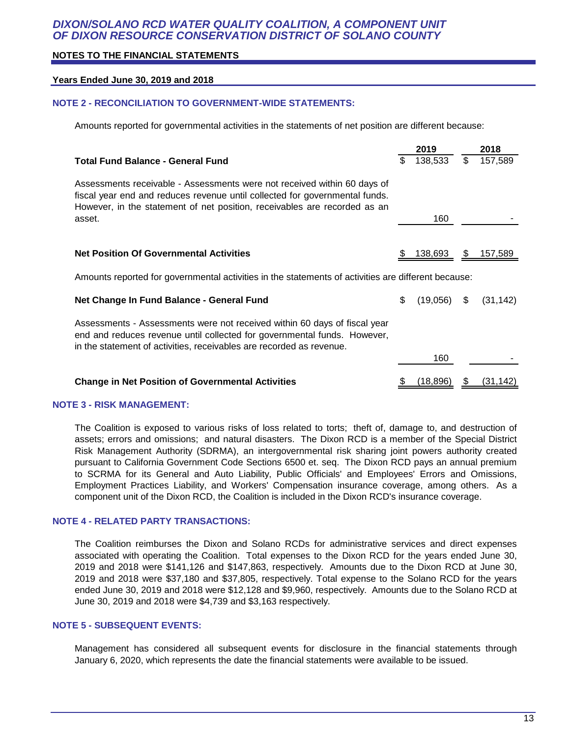# DIXON/SOLANO RCD WATER QUALITY COALITION, A COMPONENT UNIT OF DIXON RESOURCE CONSERVATION DISTRICT OF SOLANO COUNTY

## NOTES TO THE FINANCIAL STATEMENTS

### Years Ended June 30, 2019 and 2018

### NOTE 2 - RECONCILIATION TO GOVERNMENT-WIDE STATEMENTS:

Amounts reported for governmental activities in the statements of net position are different because:

| | 2019 | 2018 |
|---|---|---|
| **Total Fund Balance - General Fund** | $ 138,533 | $ 157,589 |
| Assessments receivable - Assessments were not received within 60 days of fiscal year end and reduces revenue until collected for governmental funds. However, in the statement of net position, receivables are recorded as an asset. | 160 | - |
| **Net Position Of Governmental Activities** | $ 138,693 | $ 157,589 |

Amounts reported for governmental activities in the statements of activities are different because:

| | 2019 | 2018 |
|---|---|---|
| **Net Change In Fund Balance - General Fund** | $ (19,056) | $ (31,142) |
| Assessments - Assessments were not received within 60 days of fiscal year end and reduces revenue until collected for governmental funds. However, in the statement of activities, receivables are recorded as revenue. | 160 | - |
| **Change in Net Position of Governmental Activities** | $ (18,896) | $ (31,142) |

### NOTE 3 - RISK MANAGEMENT:

The Coalition is exposed to various risks of loss related to torts; theft of, damage to, and destruction of assets; errors and omissions; and natural disasters. The Dixon RCD is a member of the Special District Risk Management Authority (SDRMA), an intergovernmental risk sharing joint powers authority created pursuant to California Government Code Sections 6500 et. seq. The Dixon RCD pays an annual premium to SCRMA for its General and Auto Liability, Public Officials' and Employees' Errors and Omissions, Employment Practices Liability, and Workers' Compensation insurance coverage, among others. As a component unit of the Dixon RCD, the Coalition is included in the Dixon RCD's insurance coverage.

### NOTE 4 - RELATED PARTY TRANSACTIONS:

The Coalition reimburses the Dixon and Solano RCDs for administrative services and direct expenses associated with operating the Coalition. Total expenses to the Dixon RCD for the years ended June 30, 2019 and 2018 were $141,126 and $147,863, respectively. Amounts due to the Dixon RCD at June 30, 2019 and 2018 were $37,180 and $37,805, respectively. Total expense to the Solano RCD for the years ended June 30, 2019 and 2018 were $12,128 and $9,960, respectively. Amounts due to the Solano RCD at June 30, 2019 and 2018 were $4,739 and $3,163 respectively.

### NOTE 5 - SUBSEQUENT EVENTS:

Management has considered all subsequent events for disclosure in the financial statements through January 6, 2020, which represents the date the financial statements were available to be issued.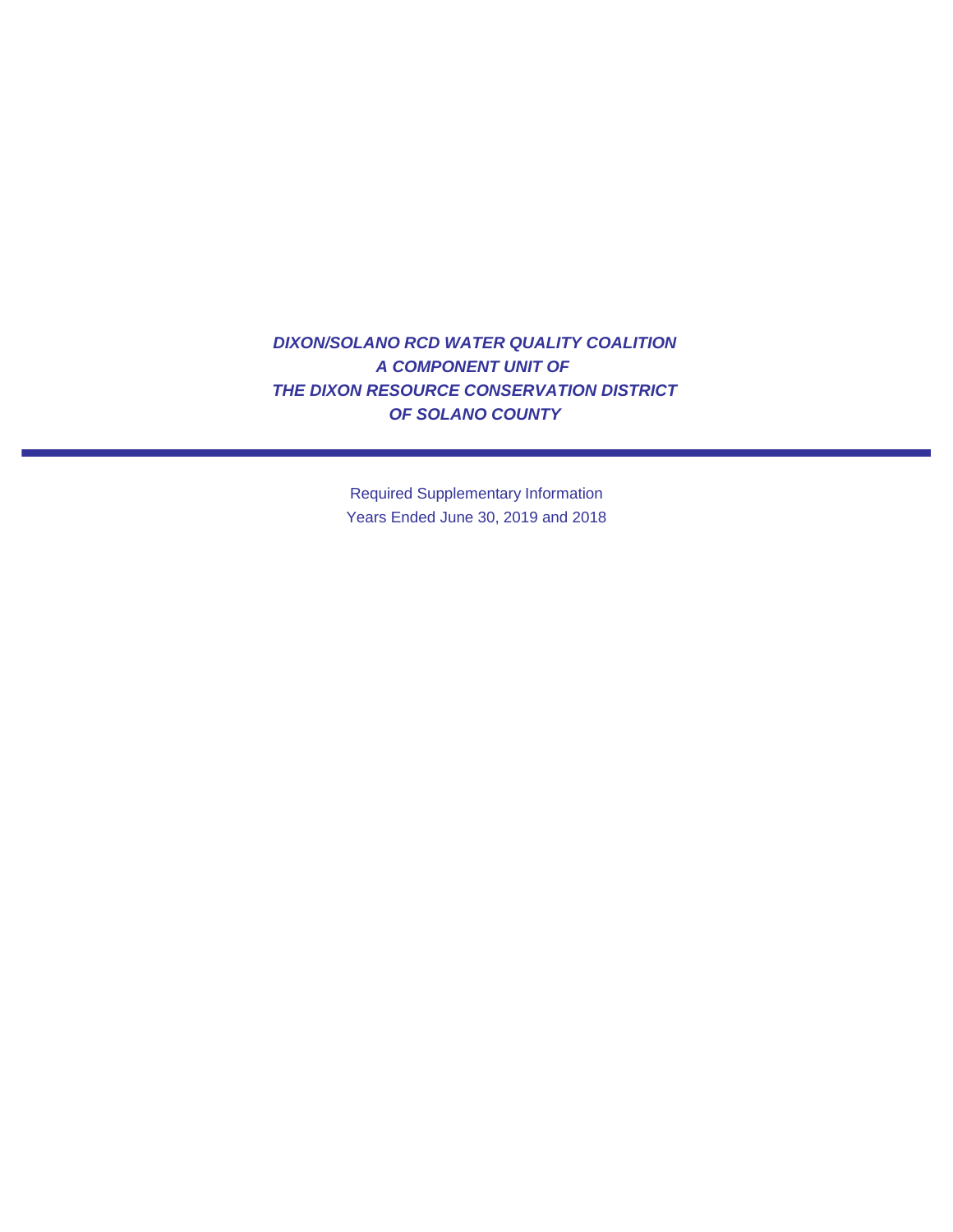***DIXON/SOLANO RCD WATER QUALITY COALITION***
***A COMPONENT UNIT OF***
***THE DIXON RESOURCE CONSERVATION DISTRICT***
***OF SOLANO COUNTY***

---

Required Supplementary Information
Years Ended June 30, 2019 and 2018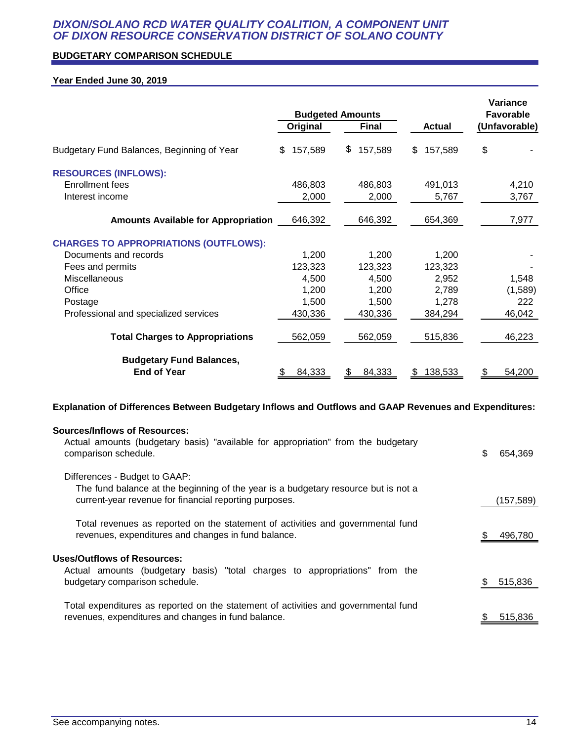# *DIXON/SOLANO RCD WATER QUALITY COALITION, A COMPONENT UNIT OF DIXON RESOURCE CONSERVATION DISTRICT OF SOLANO COUNTY*

**BUDGETARY COMPARISON SCHEDULE**

**Year Ended June 30, 2019**

| | Budgeted Amounts | | | Variance Favorable |
|---|---|---|---|---|
| | **Original** | **Final** | **Actual** | **(Unfavorable)** |
| Budgetary Fund Balances, Beginning of Year | $ 157,589 | $ 157,589 | $ 157,589 | $ - |
| **RESOURCES (INFLOWS):** | | | | |
| Enrollment fees | 486,803 | 486,803 | 491,013 | 4,210 |
| Interest income | 2,000 | 2,000 | 5,767 | 3,767 |
| **Amounts Available for Appropriation** | 646,392 | 646,392 | 654,369 | 7,977 |
| **CHARGES TO APPROPRIATIONS (OUTFLOWS):** | | | | |
| Documents and records | 1,200 | 1,200 | 1,200 | - |
| Fees and permits | 123,323 | 123,323 | 123,323 | - |
| Miscellaneous | 4,500 | 4,500 | 2,952 | 1,548 |
| Office | 1,200 | 1,200 | 2,789 | (1,589) |
| Postage | 1,500 | 1,500 | 1,278 | 222 |
| Professional and specialized services | 430,336 | 430,336 | 384,294 | 46,042 |
| **Total Charges to Appropriations** | 562,059 | 562,059 | 515,836 | 46,223 |
| **Budgetary Fund Balances, End of Year** | $ 84,333 | $ 84,333 | $ 138,533 | $ 54,200 |

**Explanation of Differences Between Budgetary Inflows and Outflows and GAAP Revenues and Expenditures:**

**Sources/Inflows of Resources:**

| | |
|---|---|
| Actual amounts (budgetary basis) "available for appropriation" from the budgetary comparison schedule. | $ 654,369 |
| Differences - Budget to GAAP: | |
| The fund balance at the beginning of the year is a budgetary resource but is not a current-year revenue for financial reporting purposes. | (157,589) |
| Total revenues as reported on the statement of activities and governmental fund revenues, expenditures and changes in fund balance. | $ 496,780 |

**Uses/Outflows of Resources:**

| | |
|---|---|
| Actual amounts (budgetary basis) "total charges to appropriations" from the budgetary comparison schedule. | $ 515,836 |
| Total expenditures as reported on the statement of activities and governmental fund revenues, expenditures and changes in fund balance. | $ 515,836 |

See accompanying notes.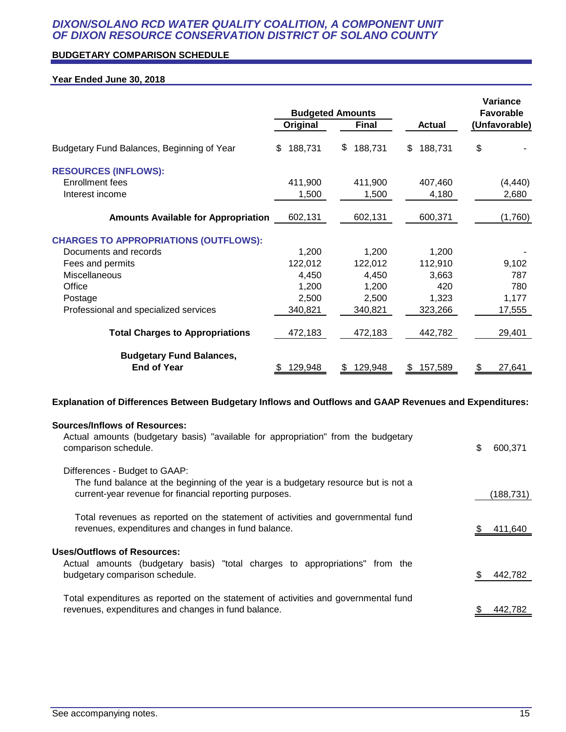# *DIXON/SOLANO RCD WATER QUALITY COALITION, A COMPONENT UNIT OF DIXON RESOURCE CONSERVATION DISTRICT OF SOLANO COUNTY*

## BUDGETARY COMPARISON SCHEDULE

### Year Ended June 30, 2018

| | Budgeted Amounts | | | Variance Favorable |
|---|---|---|---|---|
| | Original | Final | Actual | (Unfavorable) |
| Budgetary Fund Balances, Beginning of Year | $ 188,731 | $ 188,731 | $ 188,731 | $ - |
| **RESOURCES (INFLOWS):** | | | | |
| Enrollment fees | 411,900 | 411,900 | 407,460 | (4,440) |
| Interest income | 1,500 | 1,500 | 4,180 | 2,680 |
| **Amounts Available for Appropriation** | 602,131 | 602,131 | 600,371 | (1,760) |
| **CHARGES TO APPROPRIATIONS (OUTFLOWS):** | | | | |
| Documents and records | 1,200 | 1,200 | 1,200 | - |
| Fees and permits | 122,012 | 122,012 | 112,910 | 9,102 |
| Miscellaneous | 4,450 | 4,450 | 3,663 | 787 |
| Office | 1,200 | 1,200 | 420 | 780 |
| Postage | 2,500 | 2,500 | 1,323 | 1,177 |
| Professional and specialized services | 340,821 | 340,821 | 323,266 | 17,555 |
| **Total Charges to Appropriations** | 472,183 | 472,183 | 442,782 | 29,401 |
| **Budgetary Fund Balances, End of Year** | $ 129,948 | $ 129,948 | $ 157,589 | $ 27,641 |

**Explanation of Differences Between Budgetary Inflows and Outflows and GAAP Revenues and Expenditures:**

| | |
|---|---|
| **Sources/Inflows of Resources:** | |
| Actual amounts (budgetary basis) "available for appropriation" from the budgetary comparison schedule. | $ 600,371 |
| Differences - Budget to GAAP: | |
| The fund balance at the beginning of the year is a budgetary resource but is not a current-year revenue for financial reporting purposes. | (188,731) |
| Total revenues as reported on the statement of activities and governmental fund revenues, expenditures and changes in fund balance. | $ 411,640 |
| **Uses/Outflows of Resources:** | |
| Actual amounts (budgetary basis) "total charges to appropriations" from the budgetary comparison schedule. | $ 442,782 |
| Total expenditures as reported on the statement of activities and governmental fund revenues, expenditures and changes in fund balance. | $ 442,782 |

See accompanying notes.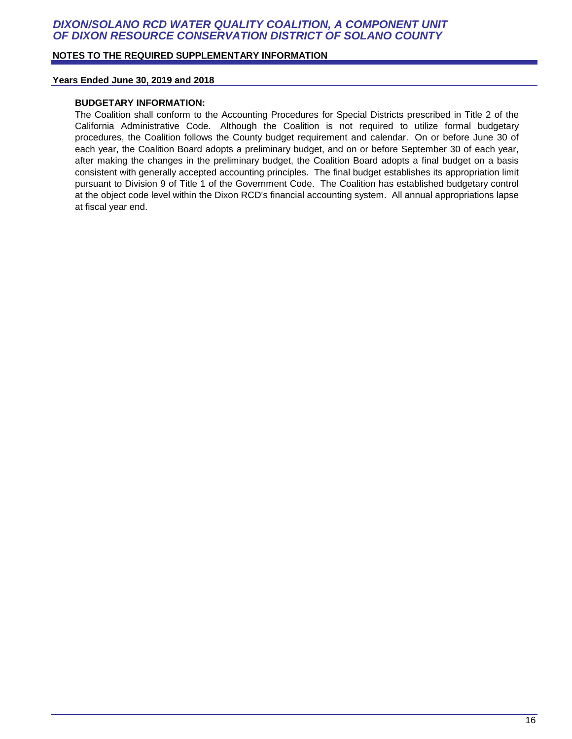## NOTES TO THE REQUIRED SUPPLEMENTARY INFORMATION

### Years Ended June 30, 2019 and 2018

**BUDGETARY INFORMATION:**

The Coalition shall conform to the Accounting Procedures for Special Districts prescribed in Title 2 of the California Administrative Code. Although the Coalition is not required to utilize formal budgetary procedures, the Coalition follows the County budget requirement and calendar. On or before June 30 of each year, the Coalition Board adopts a preliminary budget, and on or before September 30 of each year, after making the changes in the preliminary budget, the Coalition Board adopts a final budget on a basis consistent with generally accepted accounting principles. The final budget establishes its appropriation limit pursuant to Division 9 of Title 1 of the Government Code. The Coalition has established budgetary control at the object code level within the Dixon RCD's financial accounting system. All annual appropriations lapse at fiscal year end.